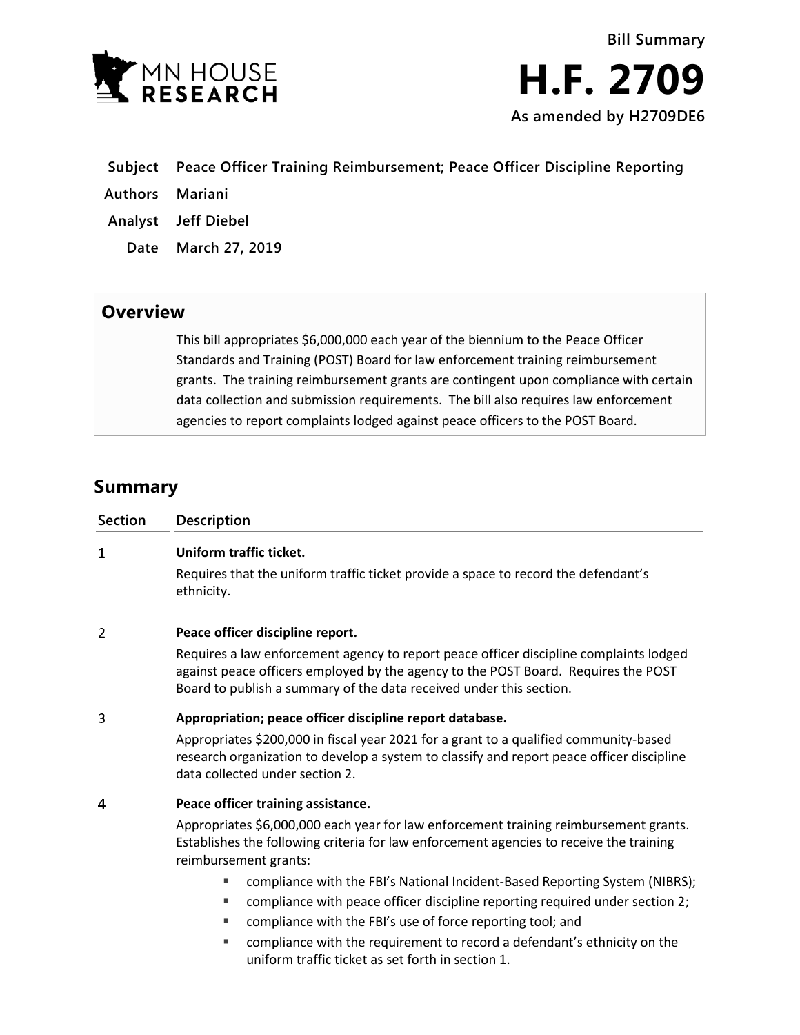**Bill Summary**

# H.F. 2709

**As amended by H2709DE6**

**Subject** Peace Officer Training Reimbursement; Peace Officer Discipline Reporting

**Authors** Mariani

**Analyst** Jeff Diebel

**Date** March 27, 2019

## Overview

This bill appropriates $6,000,000 each year of the biennium to the Peace Officer Standards and Training (POST) Board for law enforcement training reimbursement grants. The training reimbursement grants are contingent upon compliance with certain data collection and submission requirements. The bill also requires law enforcement agencies to report complaints lodged against peace officers to the POST Board.

## Summary

| Section | Description |
|---|---|
| 1 | **Uniform traffic ticket.**<br>Requires that the uniform traffic ticket provide a space to record the defendant's ethnicity. |
| 2 | **Peace officer discipline report.**<br>Requires a law enforcement agency to report peace officer discipline complaints lodged against peace officers employed by the agency to the POST Board. Requires the POST Board to publish a summary of the data received under this section. |
| 3 | **Appropriation; peace officer discipline report database.**<br>Appropriates $200,000 in fiscal year 2021 for a grant to a qualified community-based research organization to develop a system to classify and report peace officer discipline data collected under section 2. |
| 4 | **Peace officer training assistance.**<br>Appropriates $6,000,000 each year for law enforcement training reimbursement grants. Establishes the following criteria for law enforcement agencies to receive the training reimbursement grants:<br>▪ compliance with the FBI's National Incident-Based Reporting System (NIBRS);<br>▪ compliance with peace officer discipline reporting required under section 2;<br>▪ compliance with the FBI's use of force reporting tool; and<br>▪ compliance with the requirement to record a defendant's ethnicity on the uniform traffic ticket as set forth in section 1. |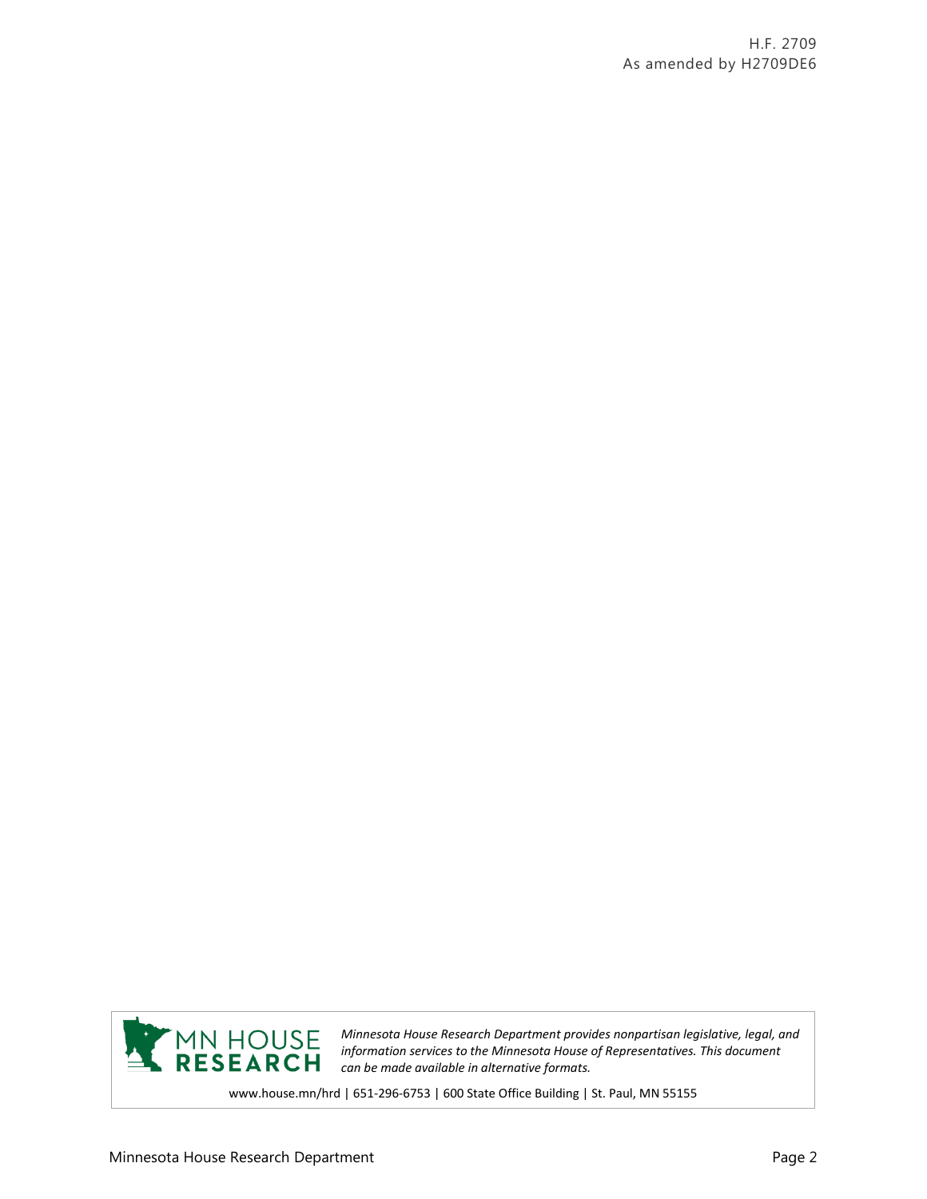Minnesota House Research Department provides nonpartisan legislative, legal, and information services to the Minnesota House of Representatives. This document can be made available in alternative formats.

www.house.mn/hrd | 651-296-6753 | 600 State Office Building | St. Paul, MN 55155